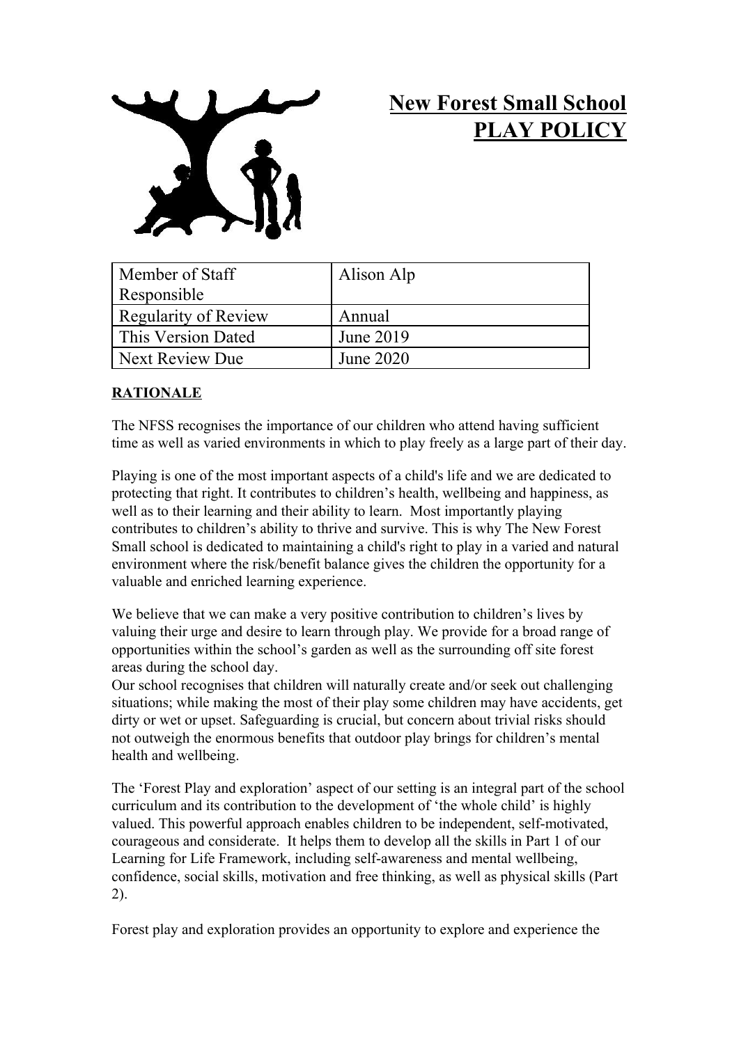# New Forest Small School
# PLAY POLICY

| Member of Staff Responsible | Alison Alp |
| --- | --- |
| Regularity of Review | Annual |
| This Version Dated | June 2019 |
| Next Review Due | June 2020 |

## RATIONALE

The NFSS recognises the importance of our children who attend having sufficient time as well as varied environments in which to play freely as a large part of their day.

Playing is one of the most important aspects of a child's life and we are dedicated to protecting that right. It contributes to children's health, wellbeing and happiness, as well as to their learning and their ability to learn. Most importantly playing contributes to children's ability to thrive and survive. This is why The New Forest Small school is dedicated to maintaining a child's right to play in a varied and natural environment where the risk/benefit balance gives the children the opportunity for a valuable and enriched learning experience.

We believe that we can make a very positive contribution to children's lives by valuing their urge and desire to learn through play. We provide for a broad range of opportunities within the school's garden as well as the surrounding off site forest areas during the school day.
Our school recognises that children will naturally create and/or seek out challenging situations; while making the most of their play some children may have accidents, get dirty or wet or upset. Safeguarding is crucial, but concern about trivial risks should not outweigh the enormous benefits that outdoor play brings for children's mental health and wellbeing.

The 'Forest Play and exploration' aspect of our setting is an integral part of the school curriculum and its contribution to the development of 'the whole child' is highly valued. This powerful approach enables children to be independent, self-motivated, courageous and considerate. It helps them to develop all the skills in Part 1 of our Learning for Life Framework, including self-awareness and mental wellbeing, confidence, social skills, motivation and free thinking, as well as physical skills (Part 2).

Forest play and exploration provides an opportunity to explore and experience the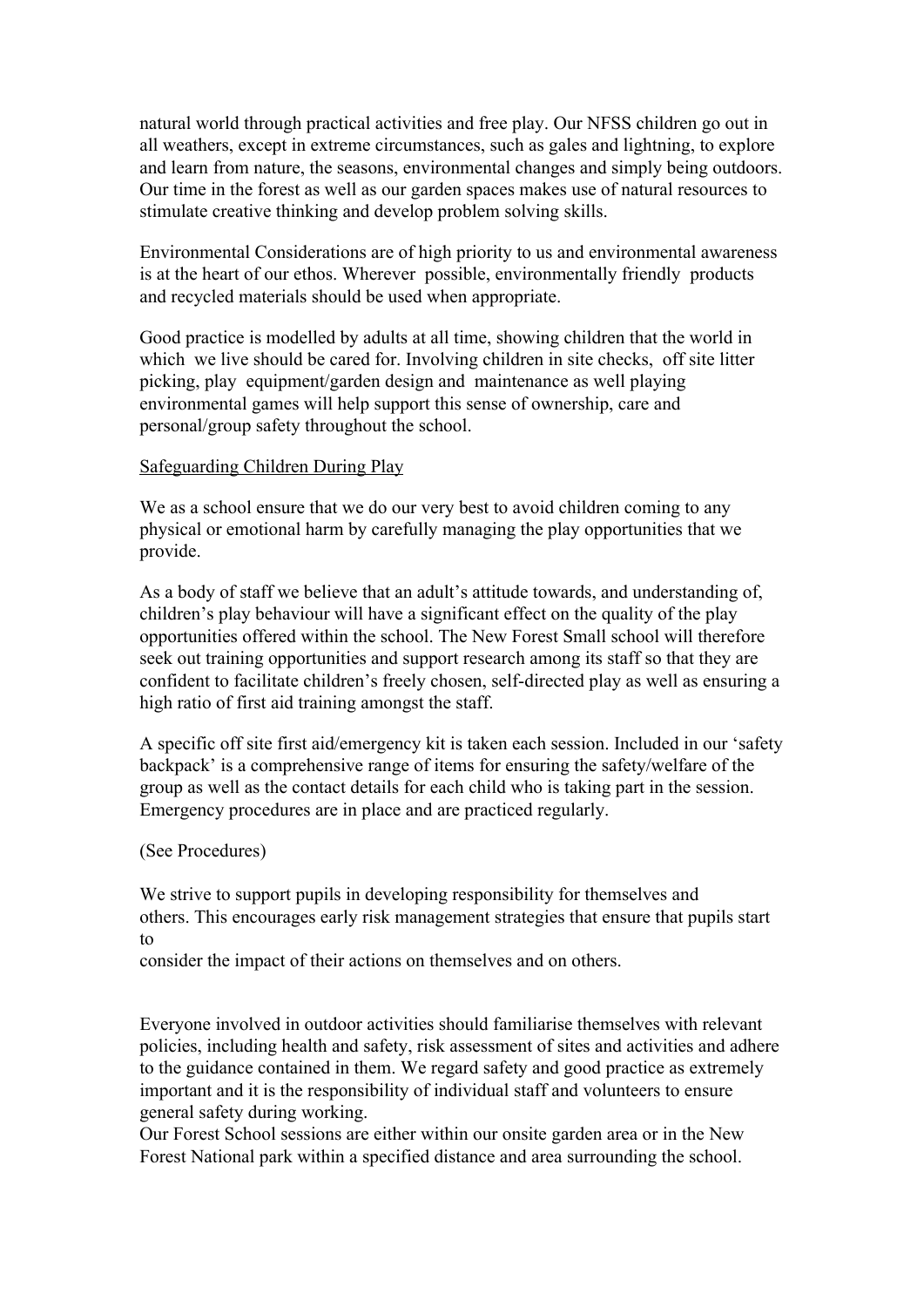natural world through practical activities and free play. Our NFSS children go out in all weathers, except in extreme circumstances, such as gales and lightning, to explore and learn from nature, the seasons, environmental changes and simply being outdoors. Our time in the forest as well as our garden spaces makes use of natural resources to stimulate creative thinking and develop problem solving skills.

Environmental Considerations are of high priority to us and environmental awareness is at the heart of our ethos. Wherever possible, environmentally friendly products and recycled materials should be used when appropriate.

Good practice is modelled by adults at all time, showing children that the world in which we live should be cared for. Involving children in site checks, off site litter picking, play equipment/garden design and maintenance as well playing environmental games will help support this sense of ownership, care and personal/group safety throughout the school.

<u>Safeguarding Children During Play</u>

We as a school ensure that we do our very best to avoid children coming to any physical or emotional harm by carefully managing the play opportunities that we provide.

As a body of staff we believe that an adult's attitude towards, and understanding of, children's play behaviour will have a significant effect on the quality of the play opportunities offered within the school. The New Forest Small school will therefore seek out training opportunities and support research among its staff so that they are confident to facilitate children's freely chosen, self-directed play as well as ensuring a high ratio of first aid training amongst the staff.

A specific off site first aid/emergency kit is taken each session. Included in our 'safety backpack' is a comprehensive range of items for ensuring the safety/welfare of the group as well as the contact details for each child who is taking part in the session. Emergency procedures are in place and are practiced regularly.

(See Procedures)

We strive to support pupils in developing responsibility for themselves and others. This encourages early risk management strategies that ensure that pupils start to
consider the impact of their actions on themselves and on others.

Everyone involved in outdoor activities should familiarise themselves with relevant policies, including health and safety, risk assessment of sites and activities and adhere to the guidance contained in them. We regard safety and good practice as extremely important and it is the responsibility of individual staff and volunteers to ensure general safety during working.
Our Forest School sessions are either within our onsite garden area or in the New Forest National park within a specified distance and area surrounding the school.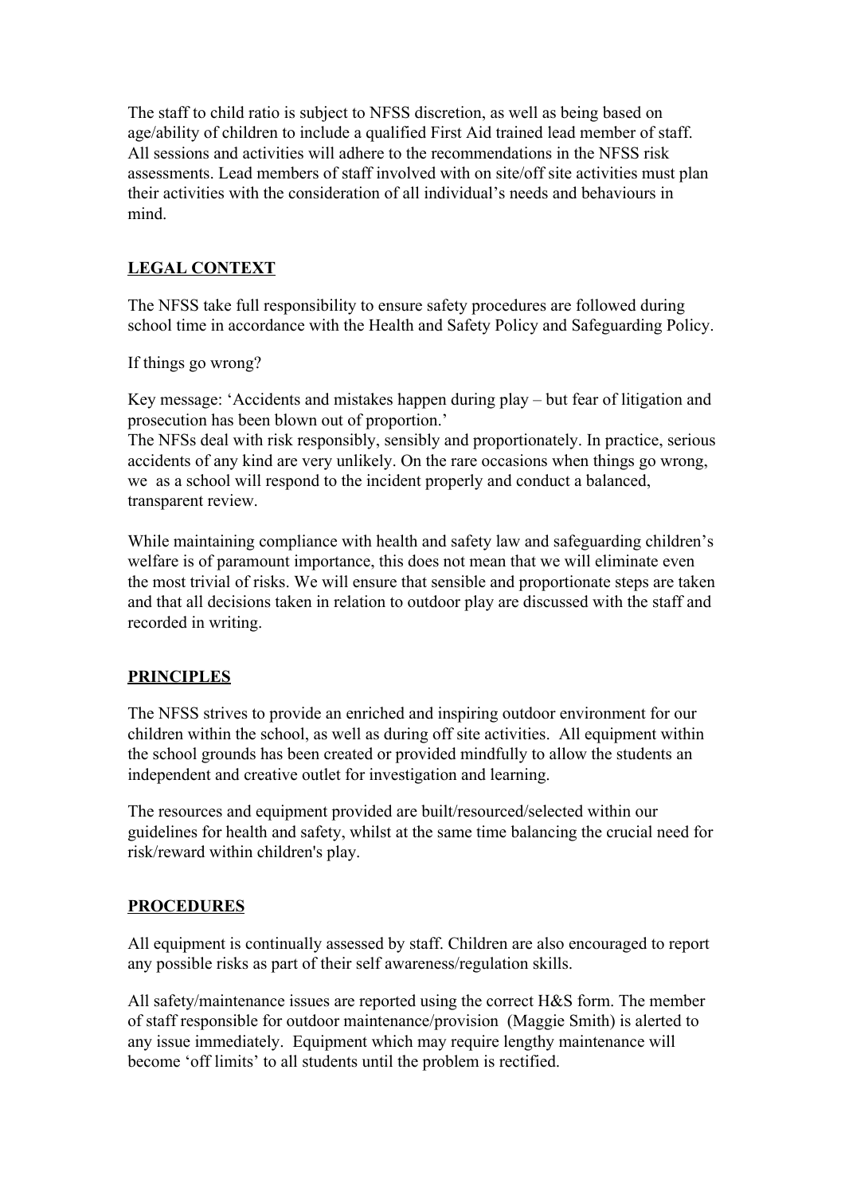The staff to child ratio is subject to NFSS discretion, as well as being based on age/ability of children to include a qualified First Aid trained lead member of staff. All sessions and activities will adhere to the recommendations in the NFSS risk assessments. Lead members of staff involved with on site/off site activities must plan their activities with the consideration of all individual's needs and behaviours in mind.

## LEGAL CONTEXT

The NFSS take full responsibility to ensure safety procedures are followed during school time in accordance with the Health and Safety Policy and Safeguarding Policy.

If things go wrong?

Key message: 'Accidents and mistakes happen during play – but fear of litigation and prosecution has been blown out of proportion.'
The NFSs deal with risk responsibly, sensibly and proportionately. In practice, serious accidents of any kind are very unlikely. On the rare occasions when things go wrong, we as a school will respond to the incident properly and conduct a balanced, transparent review.

While maintaining compliance with health and safety law and safeguarding children's welfare is of paramount importance, this does not mean that we will eliminate even the most trivial of risks. We will ensure that sensible and proportionate steps are taken and that all decisions taken in relation to outdoor play are discussed with the staff and recorded in writing.

## PRINCIPLES

The NFSS strives to provide an enriched and inspiring outdoor environment for our children within the school, as well as during off site activities. All equipment within the school grounds has been created or provided mindfully to allow the students an independent and creative outlet for investigation and learning.

The resources and equipment provided are built/resourced/selected within our guidelines for health and safety, whilst at the same time balancing the crucial need for risk/reward within children's play.

## PROCEDURES

All equipment is continually assessed by staff. Children are also encouraged to report any possible risks as part of their self awareness/regulation skills.

All safety/maintenance issues are reported using the correct H&S form. The member of staff responsible for outdoor maintenance/provision (Maggie Smith) is alerted to any issue immediately. Equipment which may require lengthy maintenance will become 'off limits' to all students until the problem is rectified.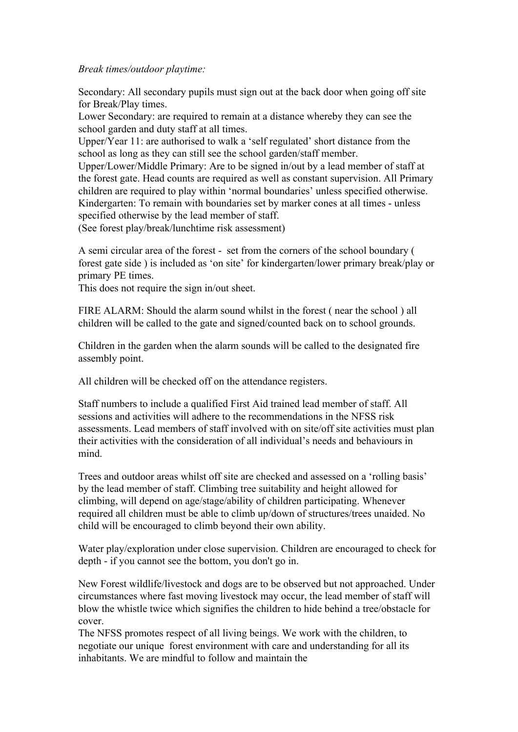*Break times/outdoor playtime:*

Secondary: All secondary pupils must sign out at the back door when going off site for Break/Play times.
Lower Secondary: are required to remain at a distance whereby they can see the school garden and duty staff at all times.
Upper/Year 11: are authorised to walk a 'self regulated' short distance from the school as long as they can still see the school garden/staff member.
Upper/Lower/Middle Primary: Are to be signed in/out by a lead member of staff at the forest gate. Head counts are required as well as constant supervision. All Primary children are required to play within 'normal boundaries' unless specified otherwise.
Kindergarten: To remain with boundaries set by marker cones at all times - unless specified otherwise by the lead member of staff.
(See forest play/break/lunchtime risk assessment)

A semi circular area of the forest - set from the corners of the school boundary ( forest gate side ) is included as 'on site' for kindergarten/lower primary break/play or primary PE times.
This does not require the sign in/out sheet.

FIRE ALARM: Should the alarm sound whilst in the forest ( near the school ) all children will be called to the gate and signed/counted back on to school grounds.

Children in the garden when the alarm sounds will be called to the designated fire assembly point.

All children will be checked off on the attendance registers.

Staff numbers to include a qualified First Aid trained lead member of staff. All sessions and activities will adhere to the recommendations in the NFSS risk assessments. Lead members of staff involved with on site/off site activities must plan their activities with the consideration of all individual's needs and behaviours in mind.

Trees and outdoor areas whilst off site are checked and assessed on a 'rolling basis' by the lead member of staff. Climbing tree suitability and height allowed for climbing, will depend on age/stage/ability of children participating. Whenever required all children must be able to climb up/down of structures/trees unaided. No child will be encouraged to climb beyond their own ability.

Water play/exploration under close supervision. Children are encouraged to check for depth - if you cannot see the bottom, you don't go in.

New Forest wildlife/livestock and dogs are to be observed but not approached. Under circumstances where fast moving livestock may occur, the lead member of staff will blow the whistle twice which signifies the children to hide behind a tree/obstacle for cover.
The NFSS promotes respect of all living beings. We work with the children, to negotiate our unique forest environment with care and understanding for all its inhabitants. We are mindful to follow and maintain the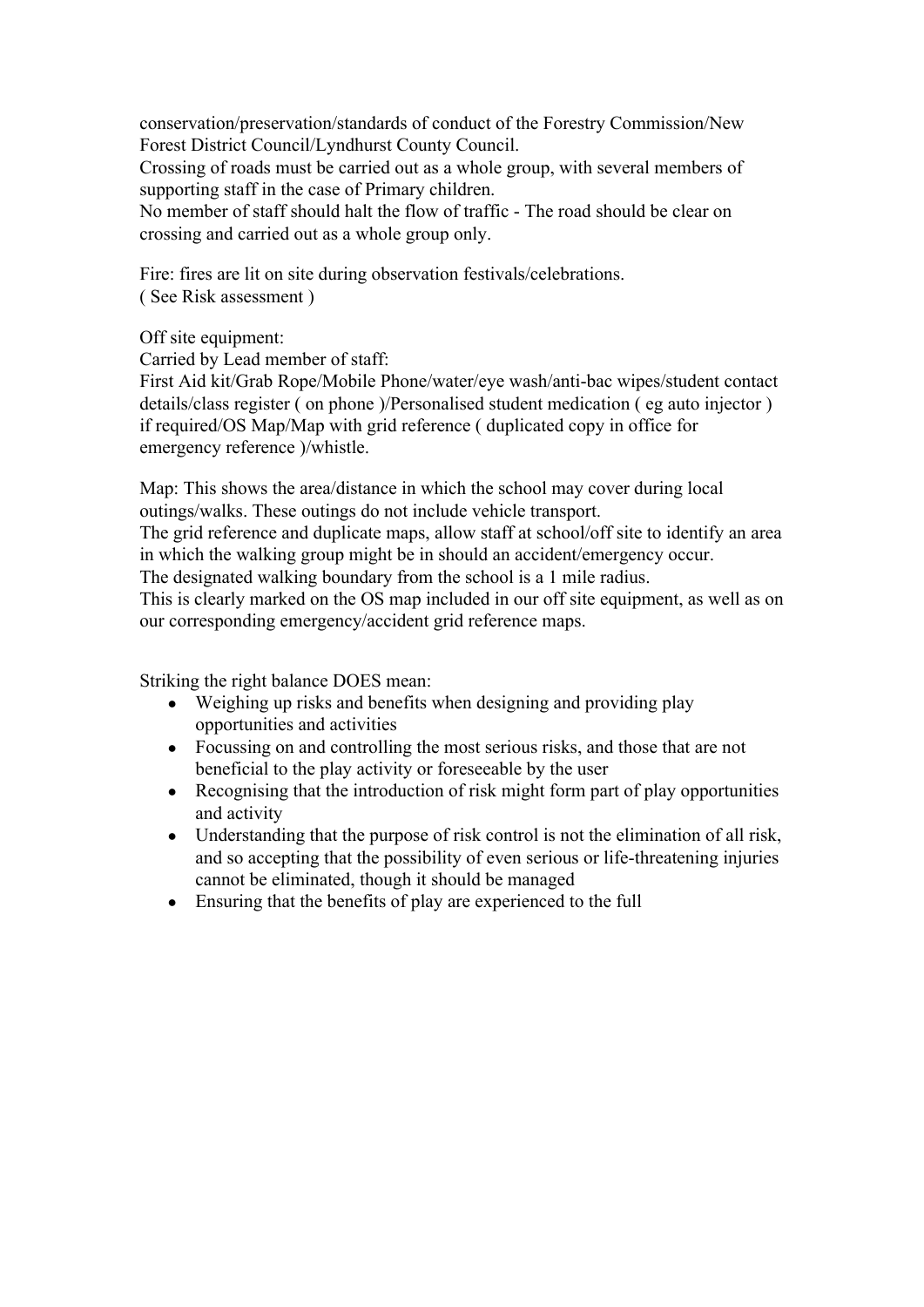conservation/preservation/standards of conduct of the Forestry Commission/New Forest District Council/Lyndhurst County Council.
Crossing of roads must be carried out as a whole group, with several members of supporting staff in the case of Primary children.
No member of staff should halt the flow of traffic - The road should be clear on crossing and carried out as a whole group only.

Fire: fires are lit on site during observation festivals/celebrations.
( See Risk assessment )

Off site equipment:
Carried by Lead member of staff:
First Aid kit/Grab Rope/Mobile Phone/water/eye wash/anti-bac wipes/student contact details/class register ( on phone )/Personalised student medication ( eg auto injector ) if required/OS Map/Map with grid reference ( duplicated copy in office for emergency reference )/whistle.

Map: This shows the area/distance in which the school may cover during local outings/walks. These outings do not include vehicle transport.
The grid reference and duplicate maps, allow staff at school/off site to identify an area in which the walking group might be in should an accident/emergency occur.
The designated walking boundary from the school is a 1 mile radius.
This is clearly marked on the OS map included in our off site equipment, as well as on our corresponding emergency/accident grid reference maps.

Striking the right balance DOES mean:

- Weighing up risks and benefits when designing and providing play opportunities and activities
- Focussing on and controlling the most serious risks, and those that are not beneficial to the play activity or foreseeable by the user
- Recognising that the introduction of risk might form part of play opportunities and activity
- Understanding that the purpose of risk control is not the elimination of all risk, and so accepting that the possibility of even serious or life-threatening injuries cannot be eliminated, though it should be managed
- Ensuring that the benefits of play are experienced to the full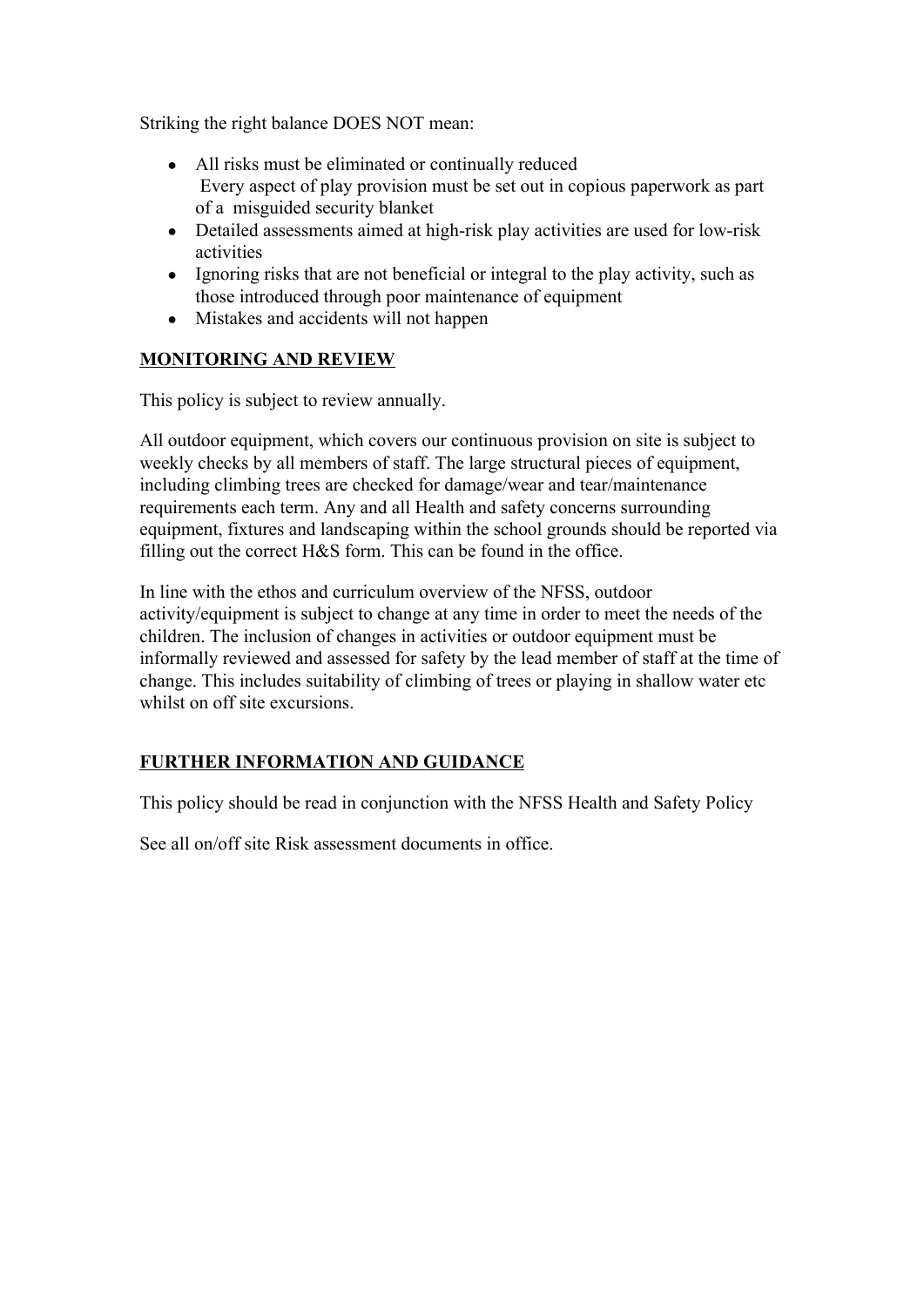Striking the right balance DOES NOT mean:

- All risks must be eliminated or continually reduced
  Every aspect of play provision must be set out in copious paperwork as part of a misguided security blanket
- Detailed assessments aimed at high-risk play activities are used for low-risk activities
- Ignoring risks that are not beneficial or integral to the play activity, such as those introduced through poor maintenance of equipment
- Mistakes and accidents will not happen

**MONITORING AND REVIEW**

This policy is subject to review annually.

All outdoor equipment, which covers our continuous provision on site is subject to weekly checks by all members of staff. The large structural pieces of equipment, including climbing trees are checked for damage/wear and tear/maintenance requirements each term. Any and all Health and safety concerns surrounding equipment, fixtures and landscaping within the school grounds should be reported via filling out the correct H&S form. This can be found in the office.

In line with the ethos and curriculum overview of the NFSS, outdoor activity/equipment is subject to change at any time in order to meet the needs of the children. The inclusion of changes in activities or outdoor equipment must be informally reviewed and assessed for safety by the lead member of staff at the time of change. This includes suitability of climbing of trees or playing in shallow water etc whilst on off site excursions.

**FURTHER INFORMATION AND GUIDANCE**

This policy should be read in conjunction with the NFSS Health and Safety Policy

See all on/off site Risk assessment documents in office.